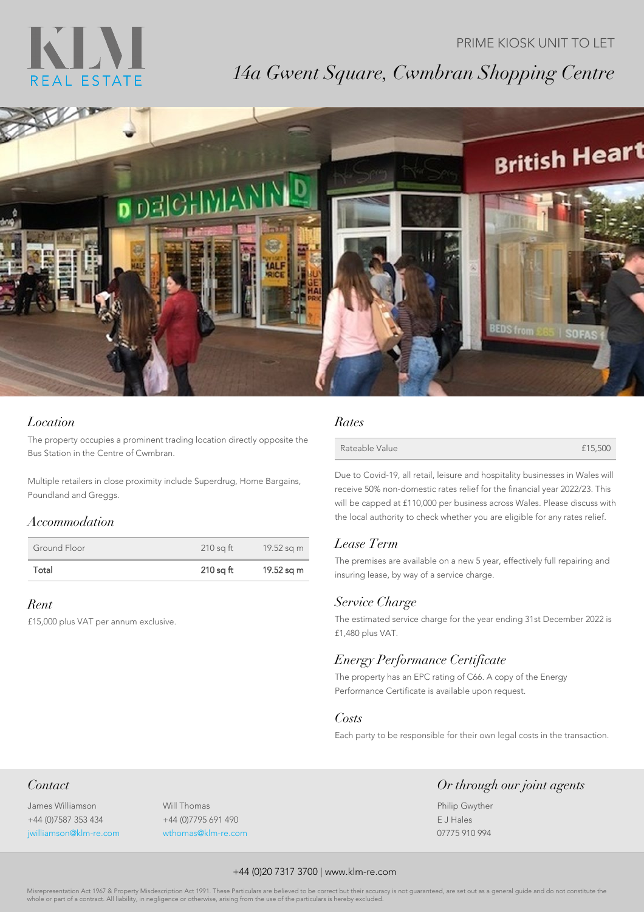KLM
REAL ESTATE

PRIME KIOSK UNIT TO LET

# 14a Gwent Square, Cwmbran Shopping Centre

## Location

The property occupies a prominent trading location directly opposite the Bus Station in the Centre of Cwmbran.

Multiple retailers in close proximity include Superdrug, Home Bargains, Poundland and Greggs.

## Accommodation

| | | |
|---|---|---|
| Ground Floor | 210 sq ft | 19.52 sq m |
| Total | 210 sq ft | 19.52 sq m |

## Rent

£15,000 plus VAT per annum exclusive.

## Rates

| | |
|---|---|
| Rateable Value | £15,500 |

Due to Covid-19, all retail, leisure and hospitality businesses in Wales will receive 50% non-domestic rates relief for the financial year 2022/23. This will be capped at £110,000 per business across Wales. Please discuss with the local authority to check whether you are eligible for any rates relief.

## Lease Term

The premises are available on a new 5 year, effectively full repairing and insuring lease, by way of a service charge.

## Service Charge

The estimated service charge for the year ending 31st December 2022 is £1,480 plus VAT.

## Energy Performance Certificate

The property has an EPC rating of C66. A copy of the Energy Performance Certificate is available upon request.

## Costs

Each party to be responsible for their own legal costs in the transaction.

## Contact

James Williamson
+44 (0)7587 353 434
jwilliamson@klm-re.com

Will Thomas
+44 (0)7795 691 490
wthomas@klm-re.com

## Or through our joint agents

Philip Gwyther
E J Hales
07775 910 994

+44 (0)20 7317 3700 | www.klm-re.com

Misrepresentation Act 1967 & Property Misdescription Act 1991. These Particulars are believed to be correct but their accuracy is not guaranteed, are set out as a general guide and do not constitute the whole or part of a contract. All liability, in negligence or otherwise, arising from the use of the particulars is hereby excluded.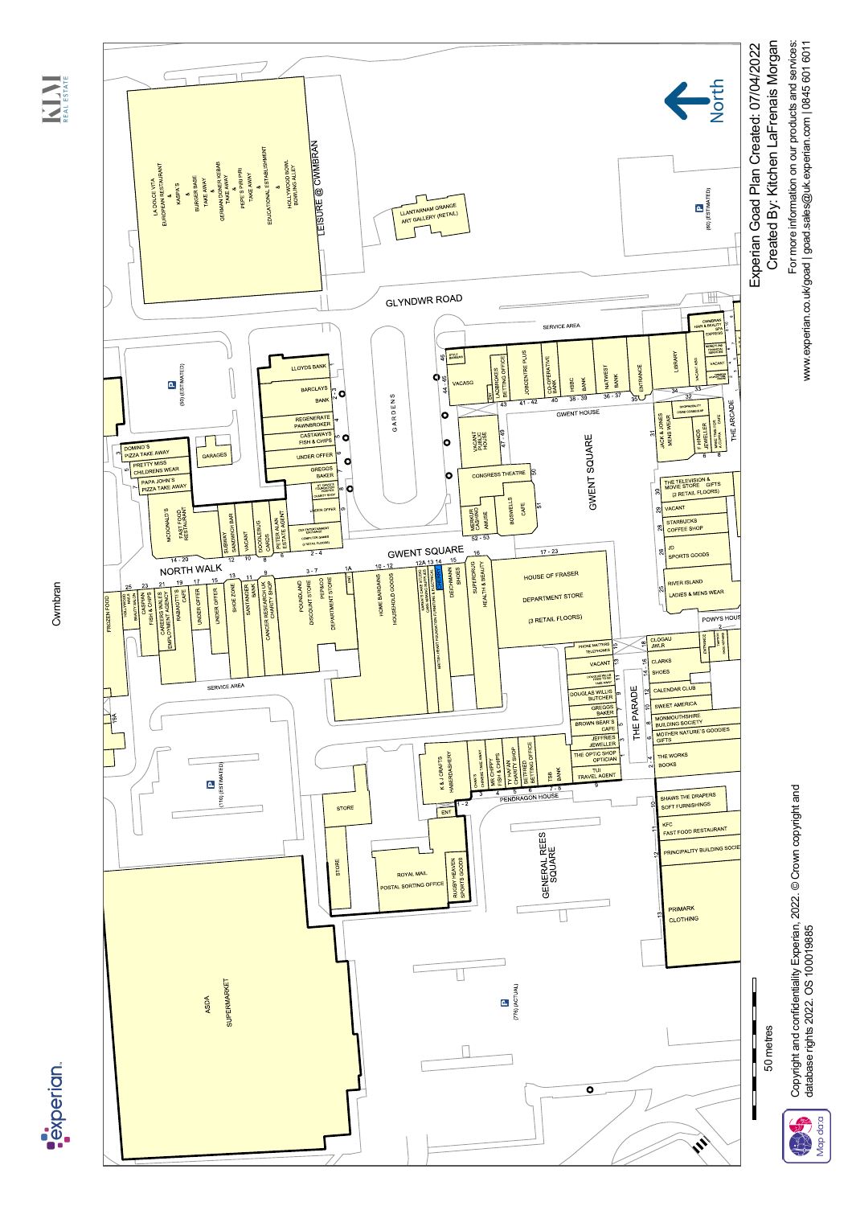Cwmbran

Experian Goad Plan Created: 07/04/2022
Created By: Kitchen LaFrenais Morgan

For more information on our products and services:
www.experian.co.uk/goad | goad.sales@uk.experian.com | 0845 601 6011

North

GLYNDWR ROAD

LEISURE @ CWMBRAN

LA DOLCE VITA EUROPEAN RESTAURANT & KASPA'S & BURGER BASE TAKE AWAY & GERMAN DONER KEBAB TAKE AWAY & PEPE'S PIRI PIRI TAKE AWAY & EDUCATIONAL ESTABLISHMENT & HOLLYWOOD BOWL BOWLING ALLEY

LLANTARNAM GRANGE ART GALLERY (RETAIL)

P (80) (ESTIMATED)

P (50) (ESTIMATED)

GARDENS

SERVICE AREA

GWENT HOUSE

GWENT SQUARE

NORTH WALK

THE PARADE

THE ARCADE

GENERAL REES SQUARE

PENDRAGON HOUSE

POWYS HOUSE

LLOYDS BANK
BARCLAYS BANK
REGENERATE PAWNBROKER
CASTAWAYS FISH & CHIPS
UNDER OFFER
GREGGS BAKER
ST DAVID'S FOUNDATION HOSPICE CHARITY SHOP
UNDER OFFER
CEX ENTERTAINMENT EXCHANGE COMPUTER GAMES (2 RETAIL FLOORS)

DOMINO'S PIZZA TAKE AWAY
PRETTY MISS CHILDRENS WEAR
PAPA JOHN'S PIZZA TAKE AWAY
GARAGES
MCDONALD'S FAST FOOD RESTAURANT
SUBWAY SANDWICH BAR
VACANT
DOODLEBUG CARDS
PETER ALAN ESTATE AGENT

VACASG
STYLE BARBERS
LADBROKES BETTING OFFICE
JOBCENTRE PLUS
CO-OPERATIVE BANK
HSBC BANK
NATWEST BANK
ENTRANCE
LIBRARY
VACANT
CWMBRAN HAIR & BEAUTY SPA EXPRESS
MONEYLINE FINANCIAL SERVICES

VACANT PUBLIC HOUSE
CONGRESS THEATRE
MERKUR CASINO AMUSE
BOSWELLS CAFE

JACK & JONES MENS WEAR
F HINDS JEWELLER
WAKE TIME FOR A COFFEE CAFE
SHOPMOBILITY (SEAT COMPANY)
THE TELEVISION & MOVIE STORE GIFTS (2 RETAIL FLOORS)
VACANT
STARBUCKS COFFEE SHOP
JD SPORTS GOODS
RIVER ISLAND LADIES & MENS WEAR

FROZEN FOOD
CASPIAN FISH & CHIPS
CAREERS WALES EMPLOYMENT AGENCY
RABAIOTTI'S CAFE
UNDER OFFER
UNDER OFFER
SHOE ZONE
SANTANDER BANK
CANCER RESEARCH UK CHARITY SHOP
POUNDLAND DISCOUNT STORE
PEPKO DEPARTMENT STORE
HOME BARGAINS HOUSEHOLD GOODS
BRITISH HEART FOUNDATION FURNITURE & ELECTRICAL
DEICHMANN SHOES
SUPERDRUG HEALTH & BEAUTY
HOUSE OF FRASER DEPARTMENT STORE (3 RETAIL FLOORS)

SERVICE AREA

PHONE MATTERS TELEPHONES
VACANT
DOUGLAS WILLIS FOOD TO GO TAKE AWAY
DOUGLAS WILLIS BUTCHER
GREGGS BAKER
BROWN BEAR'S CAFE
JEFFRIES JEWELLER
THE OPTIC SHOP OPTICIAN
TUI TRAVEL AGENT

CLOGAU JWLR
CLARKS SHOES
CALENDAR CLUB
SWEET AMERICA
MONMOUTHSHIRE BUILDING SOCIETY
MOTHER NATURE'S GOODIES GIFTS
THE WORKS BOOKS
SHAWS THE DRAPERS SOFT FURNISHINGS
KFC FAST FOOD RESTAURANT
PRINCIPALITY BUILDING SOCIETY
PRIMARK CLOTHING

K & J CRAFTS HABERDASHERY
CHARLIE'S TAKE AWAY
MR CHIPPY FISH & CHIPS
TY HAFAN CHARITY SHOP
BETFRED BETTING OFFICE
TSB BANK

P (110) (ESTIMATED)
STORE
STORE
ENT
ROYAL MAIL POSTAL SORTING OFFICE
RUGBY HEAVEN SPORTS GOODS

ASDA SUPERMARKET

P (776) (ACTUAL)

50 metres

Copyright and confidentiality Experian, 2022. © Crown copyright and database rights 2022. OS 100019885